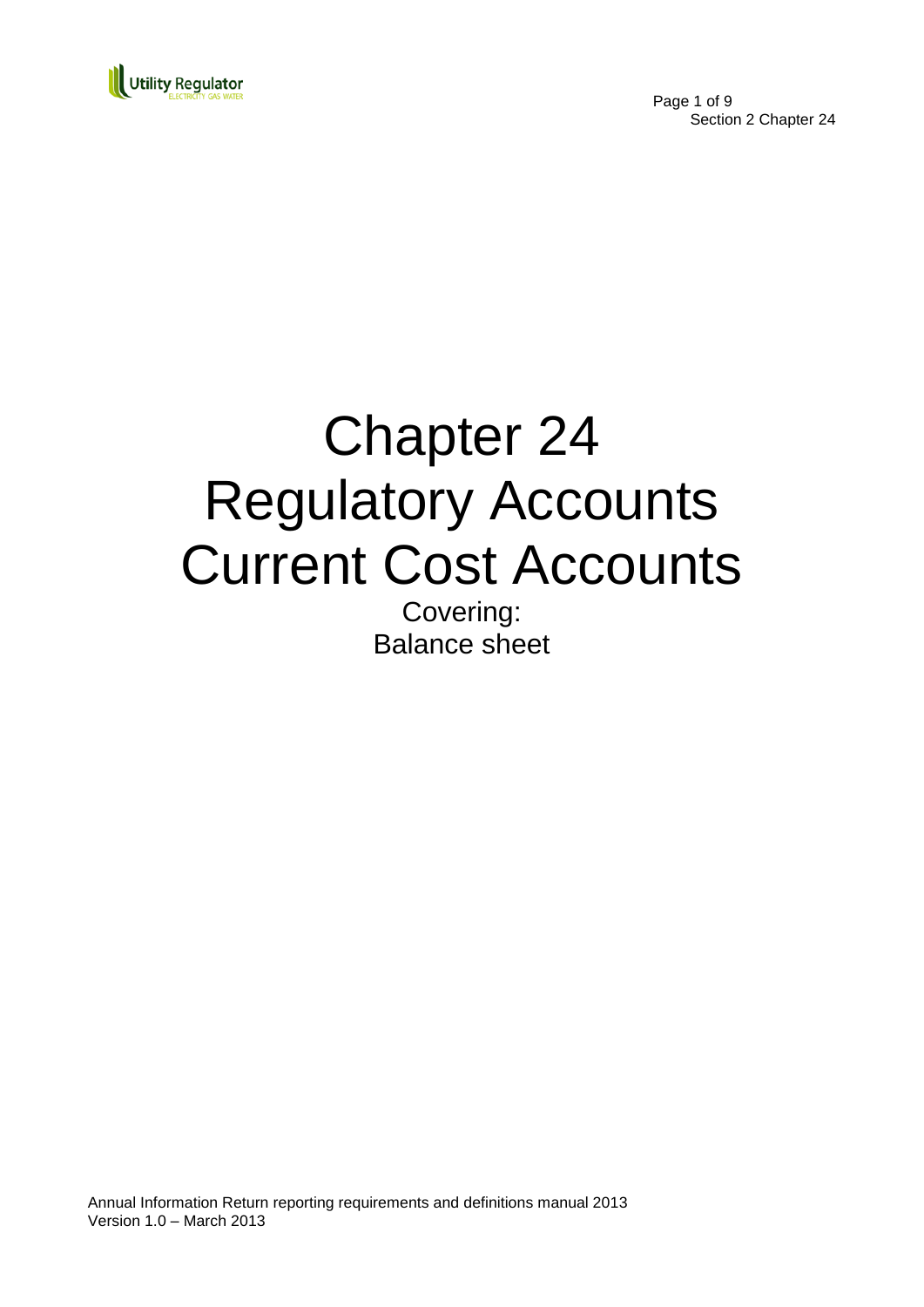# Chapter 24
# Regulatory Accounts
# Current Cost Accounts

Covering:
Balance sheet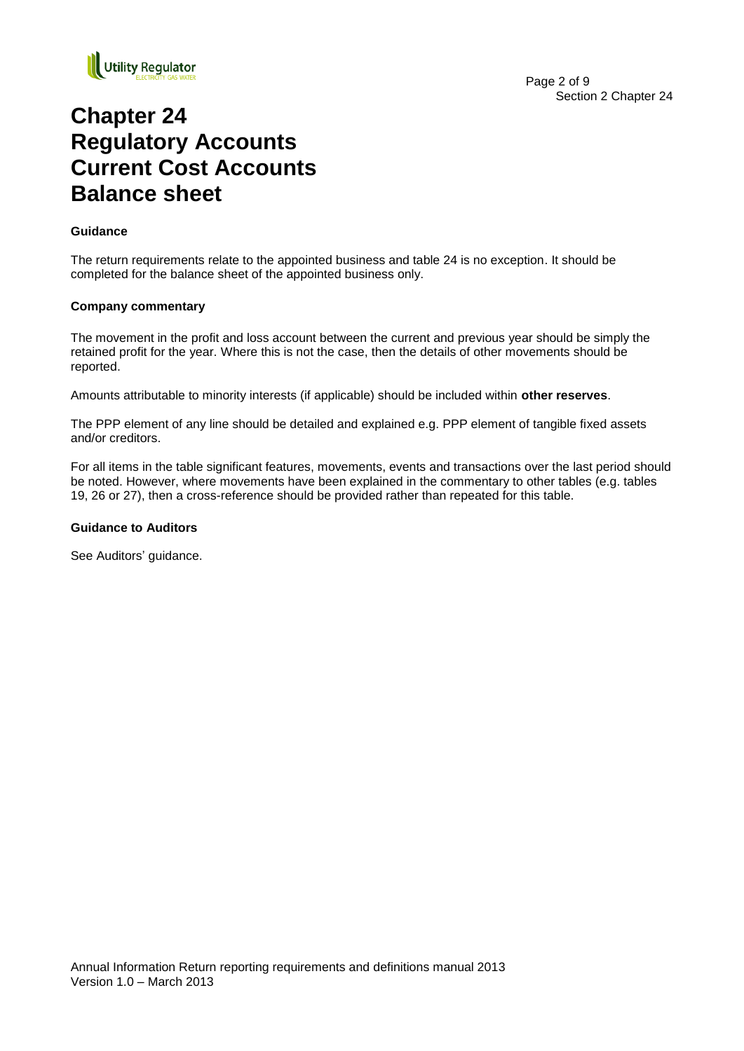# Chapter 24
# Regulatory Accounts
# Current Cost Accounts
# Balance sheet

**Guidance**

The return requirements relate to the appointed business and table 24 is no exception. It should be completed for the balance sheet of the appointed business only.

**Company commentary**

The movement in the profit and loss account between the current and previous year should be simply the retained profit for the year. Where this is not the case, then the details of other movements should be reported.

Amounts attributable to minority interests (if applicable) should be included within **other reserves**.

The PPP element of any line should be detailed and explained e.g. PPP element of tangible fixed assets and/or creditors.

For all items in the table significant features, movements, events and transactions over the last period should be noted. However, where movements have been explained in the commentary to other tables (e.g. tables 19, 26 or 27), then a cross-reference should be provided rather than repeated for this table.

**Guidance to Auditors**

See Auditors' guidance.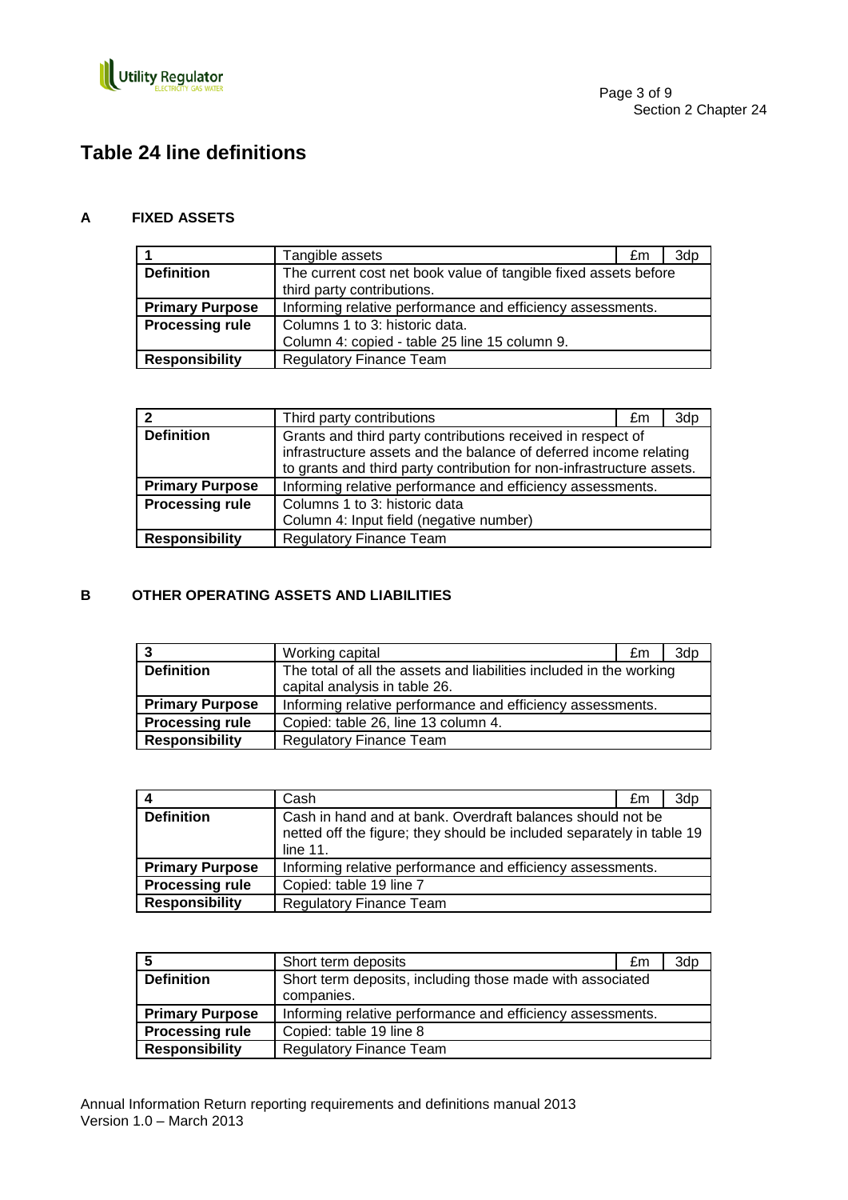# Table 24 line definitions

## A FIXED ASSETS

| 1 | Tangible assets | £m | 3dp |
|---|---|---|---|
| **Definition** | The current cost net book value of tangible fixed assets before third party contributions. | | |
| **Primary Purpose** | Informing relative performance and efficiency assessments. | | |
| **Processing rule** | Columns 1 to 3: historic data.<br>Column 4: copied - table 25 line 15 column 9. | | |
| **Responsibility** | Regulatory Finance Team | | |

| 2 | Third party contributions | £m | 3dp |
|---|---|---|---|
| **Definition** | Grants and third party contributions received in respect of infrastructure assets and the balance of deferred income relating to grants and third party contribution for non-infrastructure assets. | | |
| **Primary Purpose** | Informing relative performance and efficiency assessments. | | |
| **Processing rule** | Columns 1 to 3: historic data<br>Column 4: Input field (negative number) | | |
| **Responsibility** | Regulatory Finance Team | | |

## B OTHER OPERATING ASSETS AND LIABILITIES

| 3 | Working capital | £m | 3dp |
|---|---|---|---|
| **Definition** | The total of all the assets and liabilities included in the working capital analysis in table 26. | | |
| **Primary Purpose** | Informing relative performance and efficiency assessments. | | |
| **Processing rule** | Copied: table 26, line 13 column 4. | | |
| **Responsibility** | Regulatory Finance Team | | |

| 4 | Cash | £m | 3dp |
|---|---|---|---|
| **Definition** | Cash in hand and at bank. Overdraft balances should not be netted off the figure; they should be included separately in table 19 line 11. | | |
| **Primary Purpose** | Informing relative performance and efficiency assessments. | | |
| **Processing rule** | Copied: table 19 line 7 | | |
| **Responsibility** | Regulatory Finance Team | | |

| 5 | Short term deposits | £m | 3dp |
|---|---|---|---|
| **Definition** | Short term deposits, including those made with associated companies. | | |
| **Primary Purpose** | Informing relative performance and efficiency assessments. | | |
| **Processing rule** | Copied: table 19 line 8 | | |
| **Responsibility** | Regulatory Finance Team | | |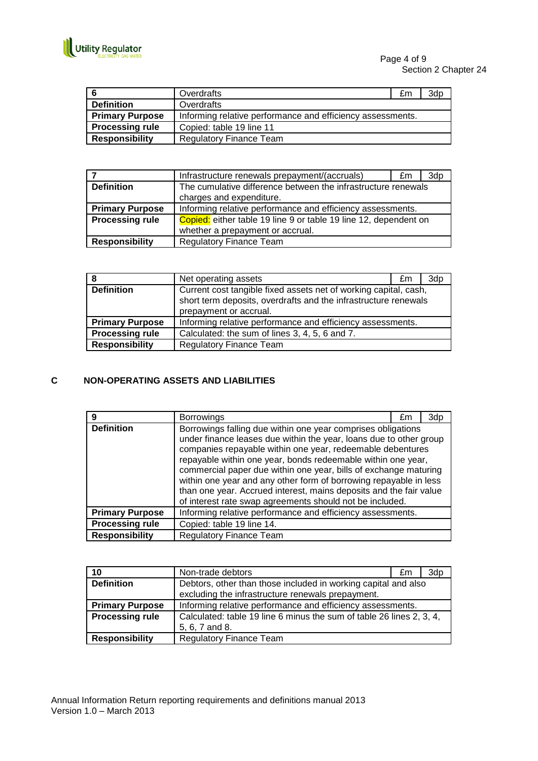| 6 | Overdrafts | £m | 3dp |
|---|---|---|---|
| **Definition** | Overdrafts | | |
| **Primary Purpose** | Informing relative performance and efficiency assessments. | | |
| **Processing rule** | Copied: table 19 line 11 | | |
| **Responsibility** | Regulatory Finance Team | | |

| 7 | Infrastructure renewals prepayment/(accruals) | £m | 3dp |
|---|---|---|---|
| **Definition** | The cumulative difference between the infrastructure renewals charges and expenditure. | | |
| **Primary Purpose** | Informing relative performance and efficiency assessments. | | |
| **Processing rule** | Copied: either table 19 line 9 or table 19 line 12, dependent on whether a prepayment or accrual. | | |
| **Responsibility** | Regulatory Finance Team | | |

| 8 | Net operating assets | £m | 3dp |
|---|---|---|---|
| **Definition** | Current cost tangible fixed assets net of working capital, cash, short term deposits, overdrafts and the infrastructure renewals prepayment or accrual. | | |
| **Primary Purpose** | Informing relative performance and efficiency assessments. | | |
| **Processing rule** | Calculated: the sum of lines 3, 4, 5, 6 and 7. | | |
| **Responsibility** | Regulatory Finance Team | | |

## C NON-OPERATING ASSETS AND LIABILITIES

| 9 | Borrowings | £m | 3dp |
|---|---|---|---|
| **Definition** | Borrowings falling due within one year comprises obligations under finance leases due within the year, loans due to other group companies repayable within one year, redeemable debentures repayable within one year, bonds redeemable within one year, commercial paper due within one year, bills of exchange maturing within one year and any other form of borrowing repayable in less than one year. Accrued interest, mains deposits and the fair value of interest rate swap agreements should not be included. | | |
| **Primary Purpose** | Informing relative performance and efficiency assessments. | | |
| **Processing rule** | Copied: table 19 line 14. | | |
| **Responsibility** | Regulatory Finance Team | | |

| 10 | Non-trade debtors | £m | 3dp |
|---|---|---|---|
| **Definition** | Debtors, other than those included in working capital and also excluding the infrastructure renewals prepayment. | | |
| **Primary Purpose** | Informing relative performance and efficiency assessments. | | |
| **Processing rule** | Calculated: table 19 line 6 minus the sum of table 26 lines 2, 3, 4, 5, 6, 7 and 8. | | |
| **Responsibility** | Regulatory Finance Team | | |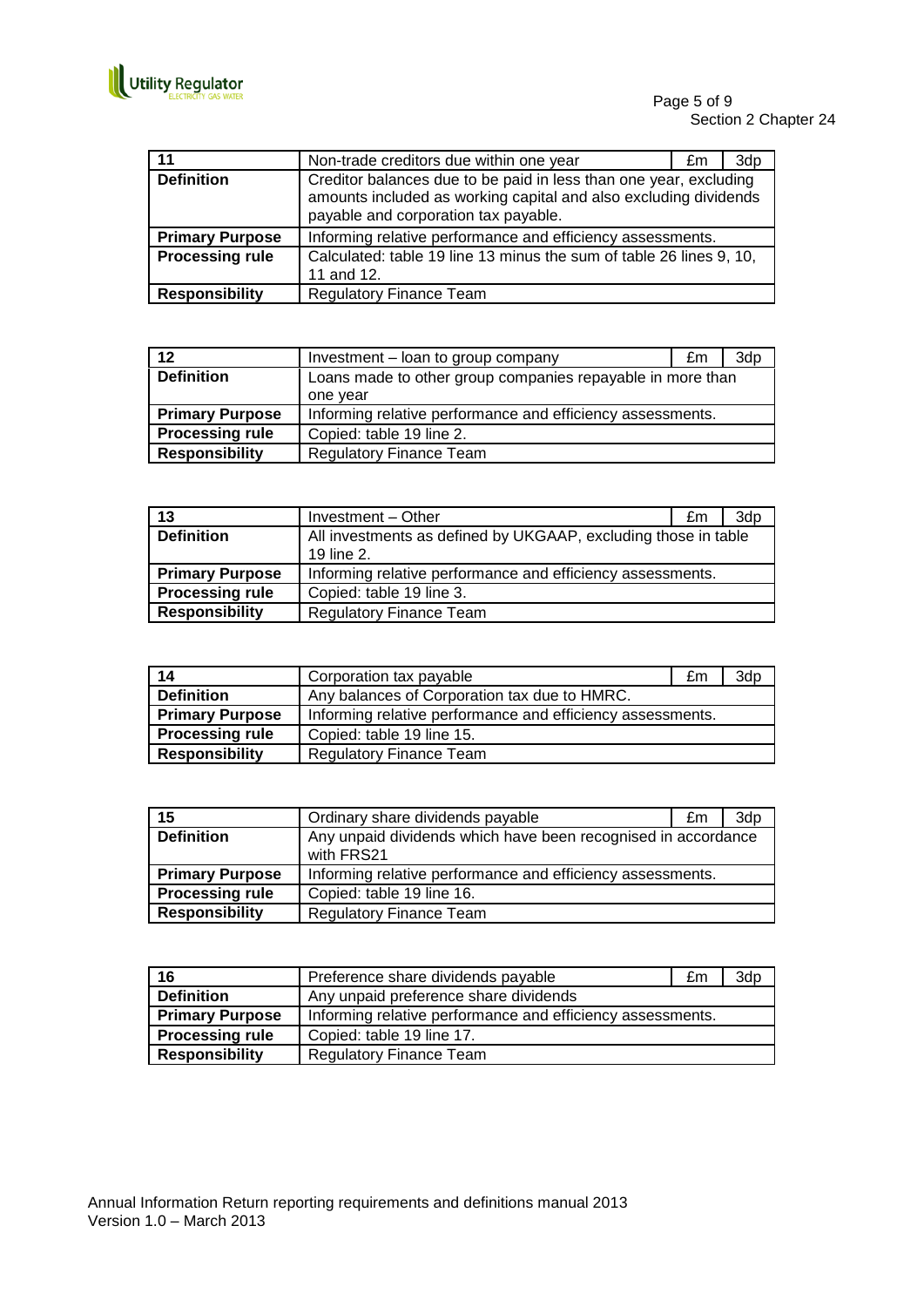| 11 | Non-trade creditors due within one year | £m | 3dp |
|---|---|---|---|
| **Definition** | Creditor balances due to be paid in less than one year, excluding amounts included as working capital and also excluding dividends payable and corporation tax payable. | | |
| **Primary Purpose** | Informing relative performance and efficiency assessments. | | |
| **Processing rule** | Calculated: table 19 line 13 minus the sum of table 26 lines 9, 10, 11 and 12. | | |
| **Responsibility** | Regulatory Finance Team | | |

| 12 | Investment – loan to group company | £m | 3dp |
|---|---|---|---|
| **Definition** | Loans made to other group companies repayable in more than one year | | |
| **Primary Purpose** | Informing relative performance and efficiency assessments. | | |
| **Processing rule** | Copied: table 19 line 2. | | |
| **Responsibility** | Regulatory Finance Team | | |

| 13 | Investment – Other | £m | 3dp |
|---|---|---|---|
| **Definition** | All investments as defined by UKGAAP, excluding those in table 19 line 2. | | |
| **Primary Purpose** | Informing relative performance and efficiency assessments. | | |
| **Processing rule** | Copied: table 19 line 3. | | |
| **Responsibility** | Regulatory Finance Team | | |

| 14 | Corporation tax payable | £m | 3dp |
|---|---|---|---|
| **Definition** | Any balances of Corporation tax due to HMRC. | | |
| **Primary Purpose** | Informing relative performance and efficiency assessments. | | |
| **Processing rule** | Copied: table 19 line 15. | | |
| **Responsibility** | Regulatory Finance Team | | |

| 15 | Ordinary share dividends payable | £m | 3dp |
|---|---|---|---|
| **Definition** | Any unpaid dividends which have been recognised in accordance with FRS21 | | |
| **Primary Purpose** | Informing relative performance and efficiency assessments. | | |
| **Processing rule** | Copied: table 19 line 16. | | |
| **Responsibility** | Regulatory Finance Team | | |

| 16 | Preference share dividends payable | £m | 3dp |
|---|---|---|---|
| **Definition** | Any unpaid preference share dividends | | |
| **Primary Purpose** | Informing relative performance and efficiency assessments. | | |
| **Processing rule** | Copied: table 19 line 17. | | |
| **Responsibility** | Regulatory Finance Team | | |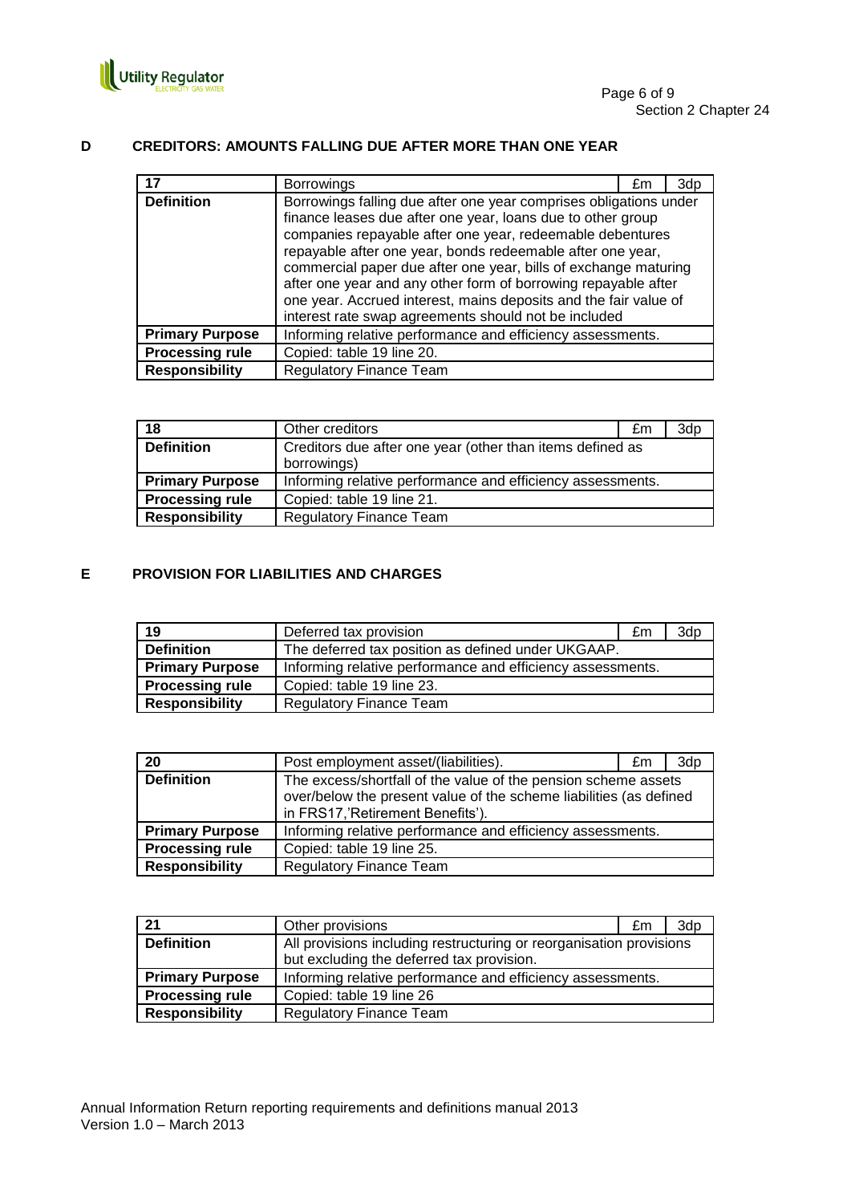## D CREDITORS: AMOUNTS FALLING DUE AFTER MORE THAN ONE YEAR

| 17 | Borrowings | £m | 3dp |
|---|---|---|---|
| **Definition** | Borrowings falling due after one year comprises obligations under finance leases due after one year, loans due to other group companies repayable after one year, redeemable debentures repayable after one year, bonds redeemable after one year, commercial paper due after one year, bills of exchange maturing after one year and any other form of borrowing repayable after one year. Accrued interest, mains deposits and the fair value of interest rate swap agreements should not be included | | |
| **Primary Purpose** | Informing relative performance and efficiency assessments. | | |
| **Processing rule** | Copied: table 19 line 20. | | |
| **Responsibility** | Regulatory Finance Team | | |

| 18 | Other creditors | £m | 3dp |
|---|---|---|---|
| **Definition** | Creditors due after one year (other than items defined as borrowings) | | |
| **Primary Purpose** | Informing relative performance and efficiency assessments. | | |
| **Processing rule** | Copied: table 19 line 21. | | |
| **Responsibility** | Regulatory Finance Team | | |

## E PROVISION FOR LIABILITIES AND CHARGES

| 19 | Deferred tax provision | £m | 3dp |
|---|---|---|---|
| **Definition** | The deferred tax position as defined under UKGAAP. | | |
| **Primary Purpose** | Informing relative performance and efficiency assessments. | | |
| **Processing rule** | Copied: table 19 line 23. | | |
| **Responsibility** | Regulatory Finance Team | | |

| 20 | Post employment asset/(liabilities). | £m | 3dp |
|---|---|---|---|
| **Definition** | The excess/shortfall of the value of the pension scheme assets over/below the present value of the scheme liabilities (as defined in FRS17,'Retirement Benefits'). | | |
| **Primary Purpose** | Informing relative performance and efficiency assessments. | | |
| **Processing rule** | Copied: table 19 line 25. | | |
| **Responsibility** | Regulatory Finance Team | | |

| 21 | Other provisions | £m | 3dp |
|---|---|---|---|
| **Definition** | All provisions including restructuring or reorganisation provisions but excluding the deferred tax provision. | | |
| **Primary Purpose** | Informing relative performance and efficiency assessments. | | |
| **Processing rule** | Copied: table 19 line 26 | | |
| **Responsibility** | Regulatory Finance Team | | |

Annual Information Return reporting requirements and definitions manual 2013
Version 1.0 – March 2013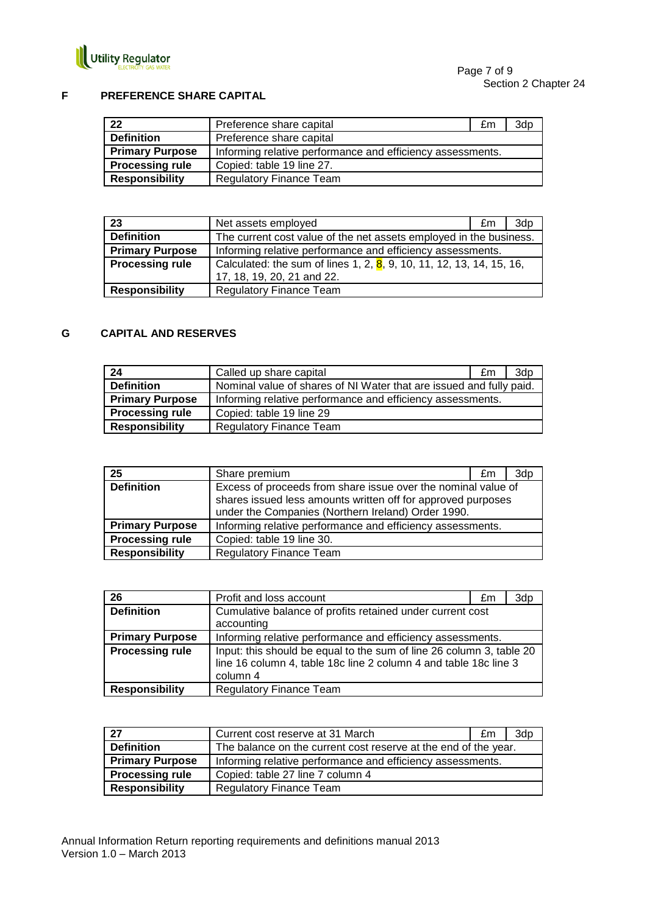## F PREFERENCE SHARE CAPITAL

| 22 | Preference share capital | £m | 3dp |
|---|---|---|---|
| **Definition** | Preference share capital | | |
| **Primary Purpose** | Informing relative performance and efficiency assessments. | | |
| **Processing rule** | Copied: table 19 line 27. | | |
| **Responsibility** | Regulatory Finance Team | | |

| 23 | Net assets employed | £m | 3dp |
|---|---|---|---|
| **Definition** | The current cost value of the net assets employed in the business. | | |
| **Primary Purpose** | Informing relative performance and efficiency assessments. | | |
| **Processing rule** | Calculated: the sum of lines 1, 2, 8, 9, 10, 11, 12, 13, 14, 15, 16, 17, 18, 19, 20, 21 and 22. | | |
| **Responsibility** | Regulatory Finance Team | | |

## G CAPITAL AND RESERVES

| 24 | Called up share capital | £m | 3dp |
|---|---|---|---|
| **Definition** | Nominal value of shares of NI Water that are issued and fully paid. | | |
| **Primary Purpose** | Informing relative performance and efficiency assessments. | | |
| **Processing rule** | Copied: table 19 line 29 | | |
| **Responsibility** | Regulatory Finance Team | | |

| 25 | Share premium | £m | 3dp |
|---|---|---|---|
| **Definition** | Excess of proceeds from share issue over the nominal value of shares issued less amounts written off for approved purposes under the Companies (Northern Ireland) Order 1990. | | |
| **Primary Purpose** | Informing relative performance and efficiency assessments. | | |
| **Processing rule** | Copied: table 19 line 30. | | |
| **Responsibility** | Regulatory Finance Team | | |

| 26 | Profit and loss account | £m | 3dp |
|---|---|---|---|
| **Definition** | Cumulative balance of profits retained under current cost accounting | | |
| **Primary Purpose** | Informing relative performance and efficiency assessments. | | |
| **Processing rule** | Input: this should be equal to the sum of line 26 column 3, table 20 line 16 column 4, table 18c line 2 column 4 and table 18c line 3 column 4 | | |
| **Responsibility** | Regulatory Finance Team | | |

| 27 | Current cost reserve at 31 March | £m | 3dp |
|---|---|---|---|
| **Definition** | The balance on the current cost reserve at the end of the year. | | |
| **Primary Purpose** | Informing relative performance and efficiency assessments. | | |
| **Processing rule** | Copied: table 27 line 7 column 4 | | |
| **Responsibility** | Regulatory Finance Team | | |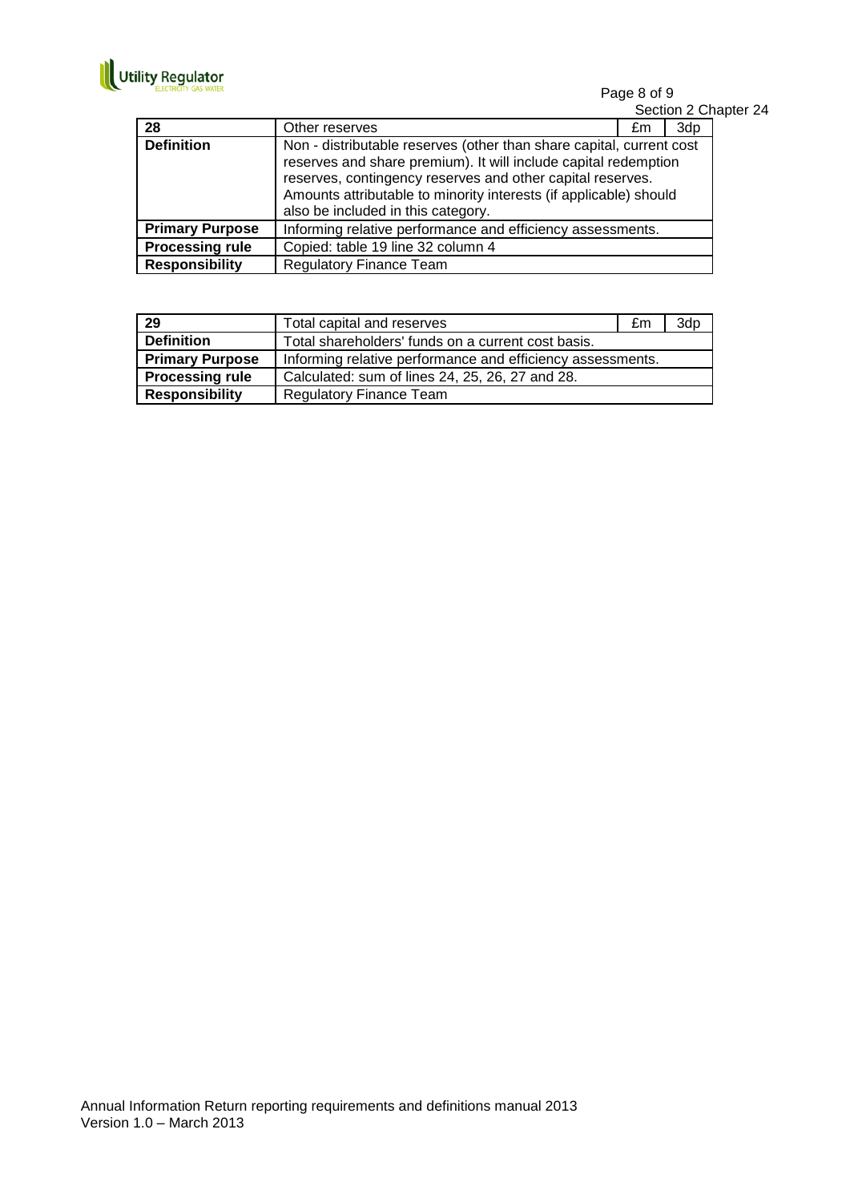| 28 | Other reserves | £m | 3dp |
|---|---|---|---|
| **Definition** | Non - distributable reserves (other than share capital, current cost reserves and share premium). It will include capital redemption reserves, contingency reserves and other capital reserves. Amounts attributable to minority interests (if applicable) should also be included in this category. | | |
| **Primary Purpose** | Informing relative performance and efficiency assessments. | | |
| **Processing rule** | Copied: table 19 line 32 column 4 | | |
| **Responsibility** | Regulatory Finance Team | | |

| 29 | Total capital and reserves | £m | 3dp |
|---|---|---|---|
| **Definition** | Total shareholders' funds on a current cost basis. | | |
| **Primary Purpose** | Informing relative performance and efficiency assessments. | | |
| **Processing rule** | Calculated: sum of lines 24, 25, 26, 27 and 28. | | |
| **Responsibility** | Regulatory Finance Team | | |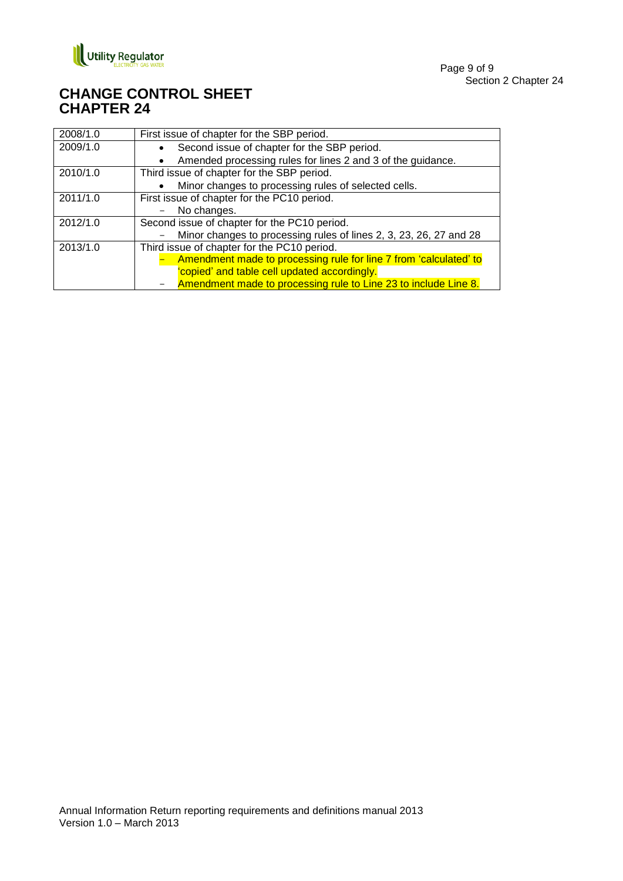# CHANGE CONTROL SHEET
# CHAPTER 24

| | |
|---|---|
| 2008/1.0 | First issue of chapter for the SBP period. |
| 2009/1.0 | • Second issue of chapter for the SBP period.<br>• Amended processing rules for lines 2 and 3 of the guidance. |
| 2010/1.0 | Third issue of chapter for the SBP period.<br>• Minor changes to processing rules of selected cells. |
| 2011/1.0 | First issue of chapter for the PC10 period.<br>– No changes. |
| 2012/1.0 | Second issue of chapter for the PC10 period.<br>– Minor changes to processing rules of lines 2, 3, 23, 26, 27 and 28 |
| 2013/1.0 | Third issue of chapter for the PC10 period.<br>– Amendment made to processing rule for line 7 from 'calculated' to 'copied' and table cell updated accordingly.<br>– Amendment made to processing rule to Line 23 to include Line 8. |

Annual Information Return reporting requirements and definitions manual 2013
Version 1.0 – March 2013